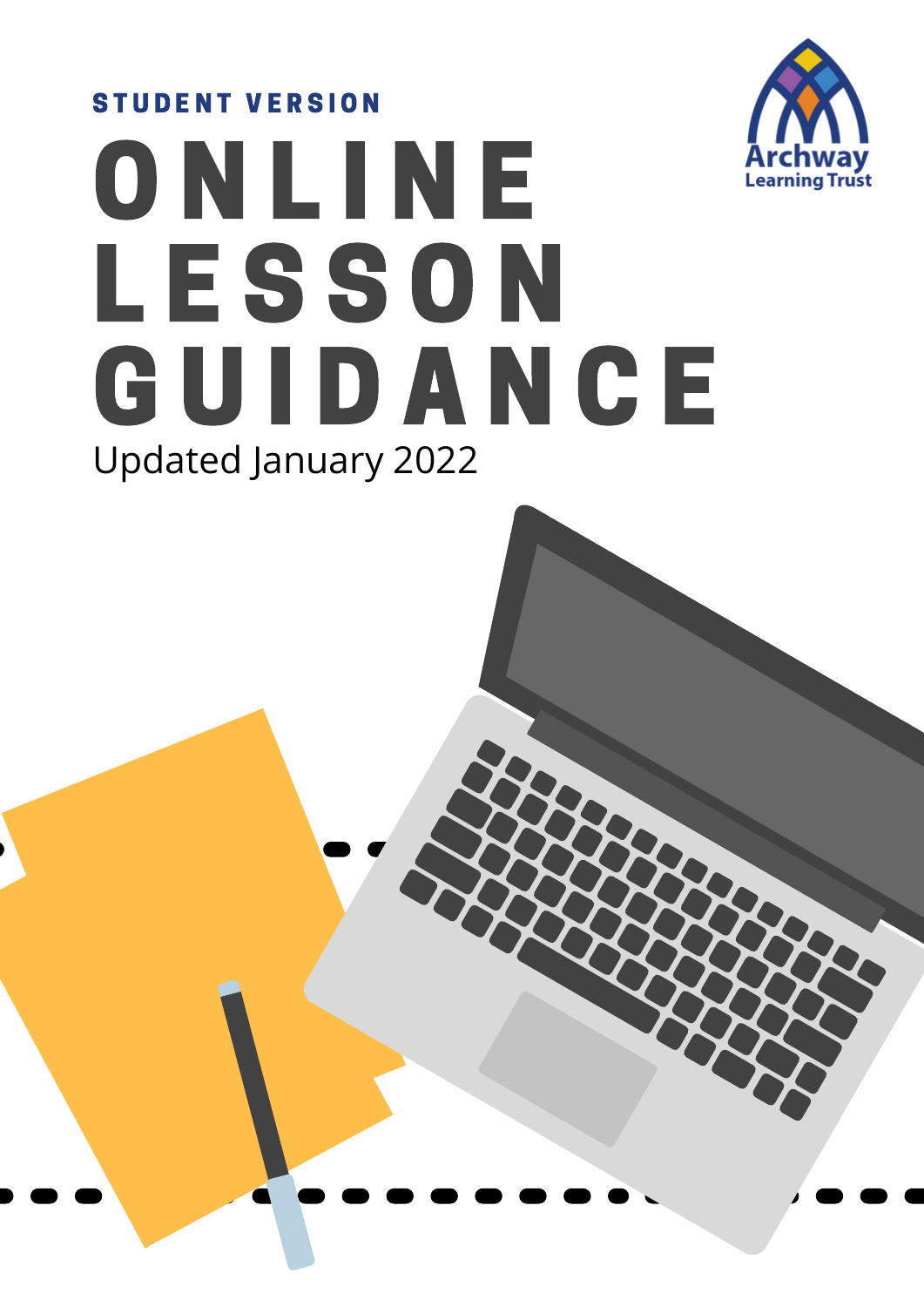STUDENT VERSION

# ONLINE LESSON GUIDANCE

Updated January 2022

Archway Learning Trust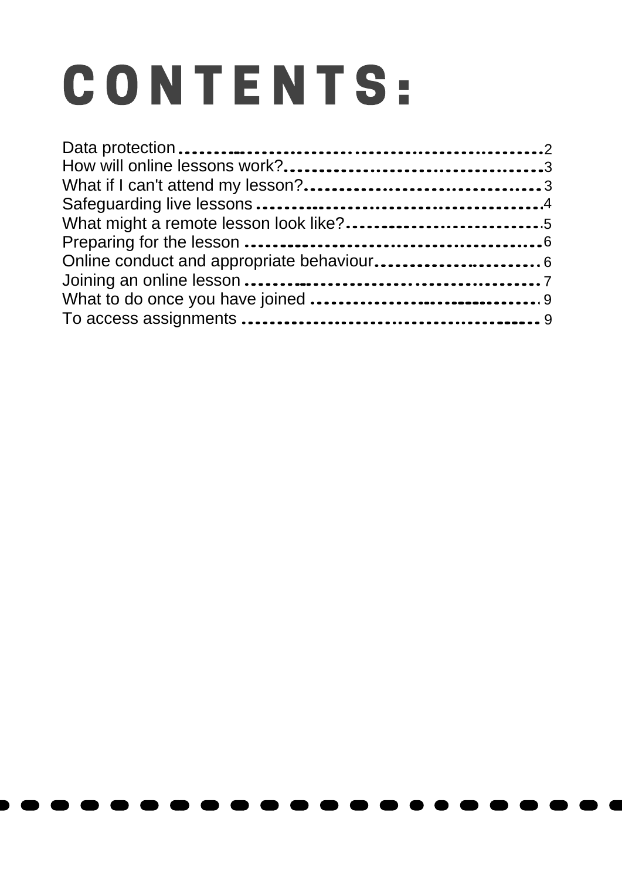# CONTENTS:

| Section | Page |
| --- | --- |
| Data protection | 2 |
| How will online lessons work? | 3 |
| What if I can't attend my lesson? | 3 |
| Safeguarding live lessons | 4 |
| What might a remote lesson look like? | 5 |
| Preparing for the lesson | 6 |
| Online conduct and appropriate behaviour | 6 |
| Joining an online lesson | 7 |
| What to do once you have joined | 9 |
| To access assignments | 9 |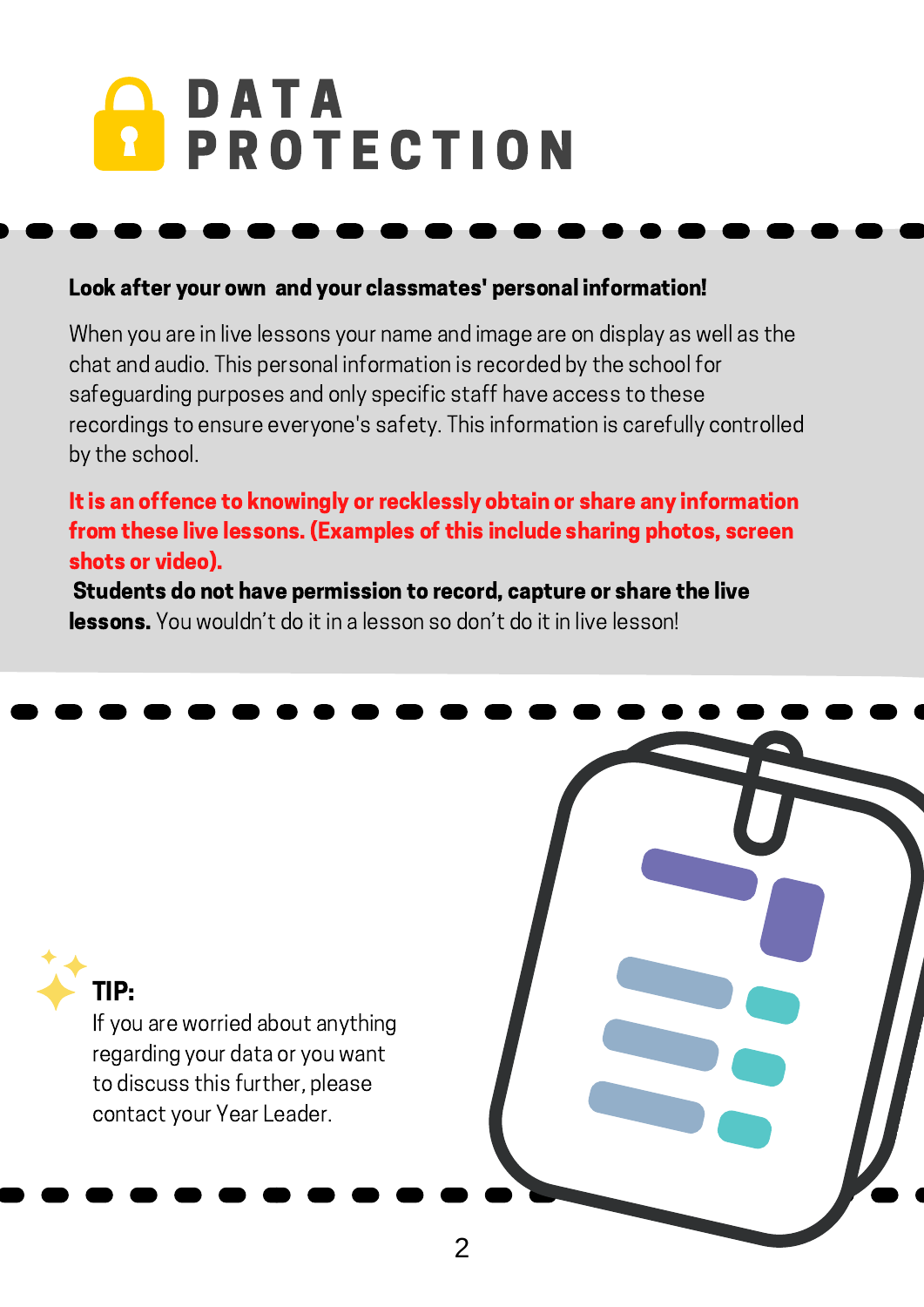# DATA PROTECTION

**Look after your own and your classmates' personal information!**

When you are in live lessons your name and image are on display as well as the chat and audio. This personal information is recorded by the school for safeguarding purposes and only specific staff have access to these recordings to ensure everyone's safety. This information is carefully controlled by the school.

**It is an offence to knowingly or recklessly obtain or share any information from these live lessons. (Examples of this include sharing photos, screen shots or video).**

**Students do not have permission to record, capture or share the live lessons.** You wouldn't do it in a lesson so don't do it in live lesson!

**TIP:**

If you are worried about anything regarding your data or you want to discuss this further, please contact your Year Leader.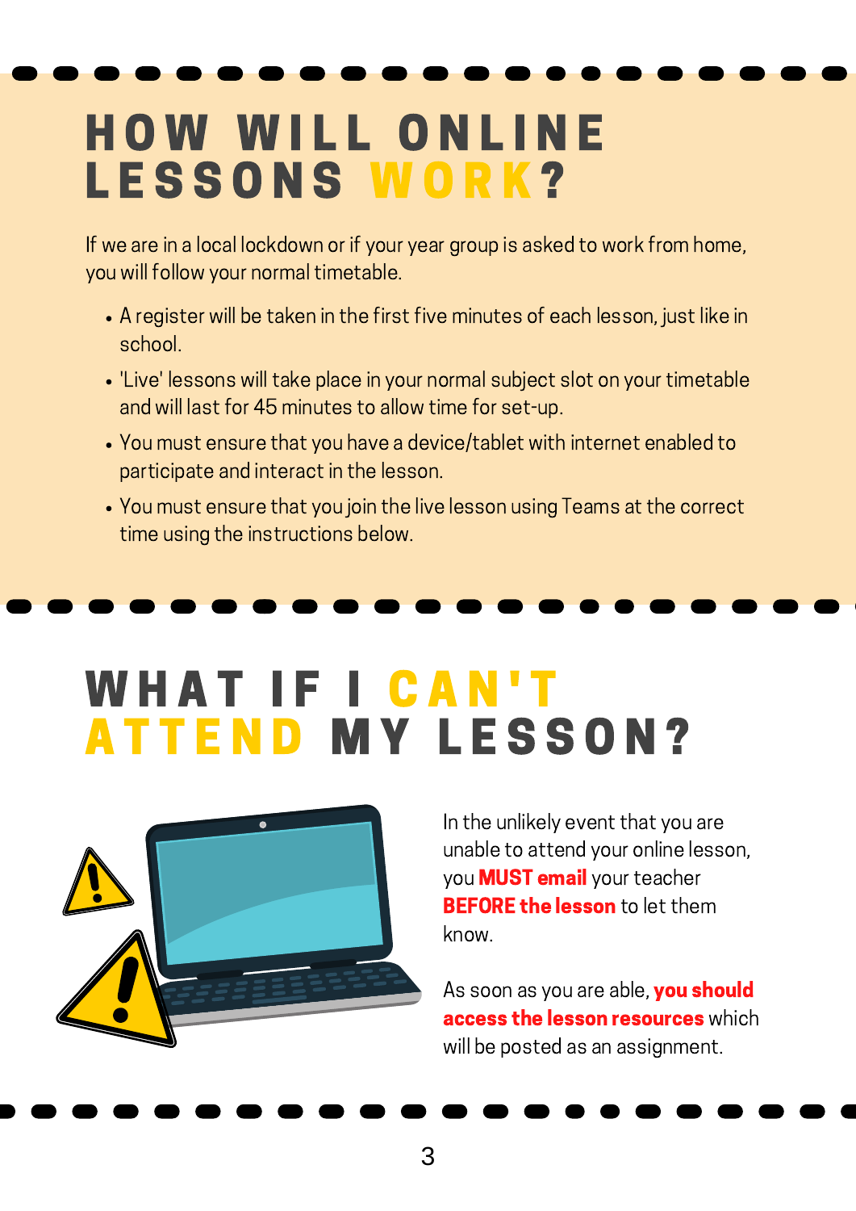# HOW WILL ONLINE LESSONS WORK?

If we are in a local lockdown or if your year group is asked to work from home, you will follow your normal timetable.

- A register will be taken in the first five minutes of each lesson, just like in school.
- 'Live' lessons will take place in your normal subject slot on your timetable and will last for 45 minutes to allow time for set-up.
- You must ensure that you have a device/tablet with internet enabled to participate and interact in the lesson.
- You must ensure that you join the live lesson using Teams at the correct time using the instructions below.

# WHAT IF I CAN'T ATTEND MY LESSON?

In the unlikely event that you are unable to attend your online lesson, you **MUST email** your teacher **BEFORE the lesson** to let them know.

As soon as you are able, **you should access the lesson resources** which will be posted as an assignment.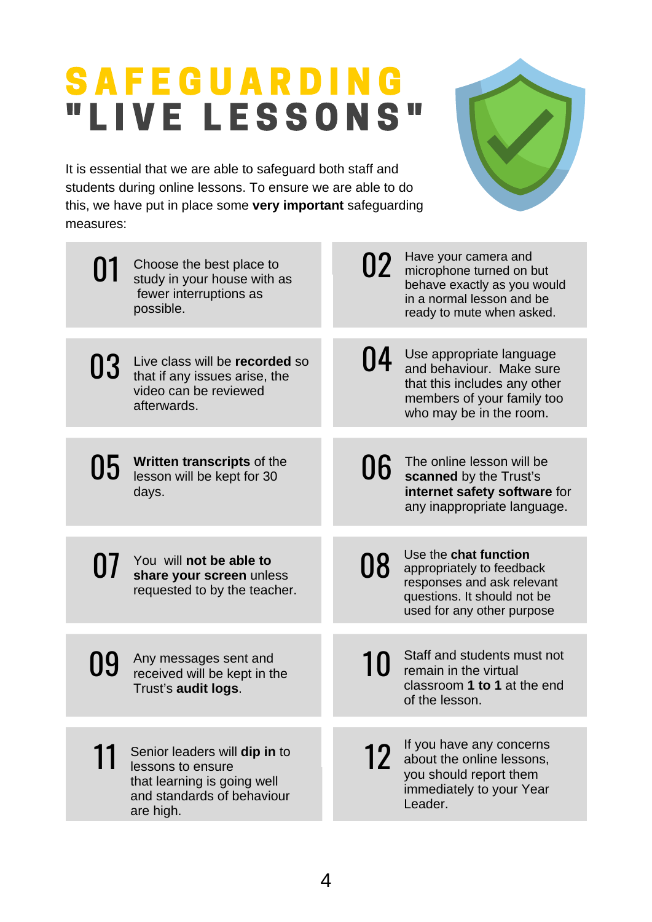# SAFEGUARDING "LIVE LESSONS"

It is essential that we are able to safeguard both staff and students during online lessons. To ensure we are able to do this, we have put in place some **very important** safeguarding measures:

**01** Choose the best place to study in your house with as fewer interruptions as possible.

**02** Have your camera and microphone turned on but behave exactly as you would in a normal lesson and be ready to mute when asked.

**03** Live class will be **recorded** so that if any issues arise, the video can be reviewed afterwards.

**04** Use appropriate language and behaviour. Make sure that this includes any other members of your family too who may be in the room.

**05** **Written transcripts** of the lesson will be kept for 30 days.

**06** The online lesson will be **scanned** by the Trust's **internet safety software** for any inappropriate language.

**07** You will **not be able to share your screen** unless requested to by the teacher.

**08** Use the **chat function** appropriately to feedback responses and ask relevant questions. It should not be used for any other purpose

**09** Any messages sent and received will be kept in the Trust's **audit logs**.

**10** Staff and students must not remain in the virtual classroom **1 to 1** at the end of the lesson.

**11** Senior leaders will **dip in** to lessons to ensure that learning is going well and standards of behaviour are high.

**12** If you have any concerns about the online lessons, you should report them immediately to your Year Leader.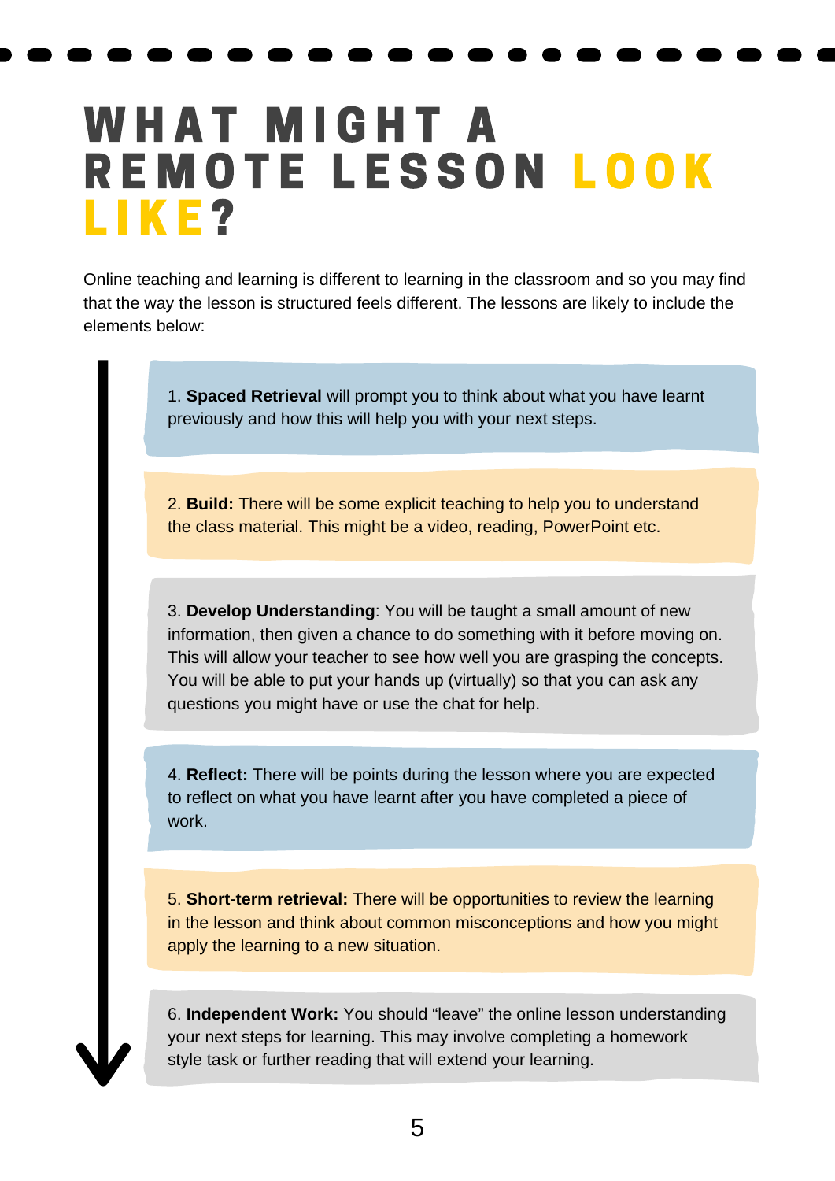# WHAT MIGHT A REMOTE LESSON LOOK LIKE?

Online teaching and learning is different to learning in the classroom and so you may find that the way the lesson is structured feels different. The lessons are likely to include the elements below:

1. **Spaced Retrieval** will prompt you to think about what you have learnt previously and how this will help you with your next steps.

2. **Build:** There will be some explicit teaching to help you to understand the class material. This might be a video, reading, PowerPoint etc.

3. **Develop Understanding**: You will be taught a small amount of new information, then given a chance to do something with it before moving on. This will allow your teacher to see how well you are grasping the concepts. You will be able to put your hands up (virtually) so that you can ask any questions you might have or use the chat for help.

4. **Reflect:** There will be points during the lesson where you are expected to reflect on what you have learnt after you have completed a piece of work.

5. **Short-term retrieval:** There will be opportunities to review the learning in the lesson and think about common misconceptions and how you might apply the learning to a new situation.

6. **Independent Work:** You should "leave" the online lesson understanding your next steps for learning. This may involve completing a homework style task or further reading that will extend your learning.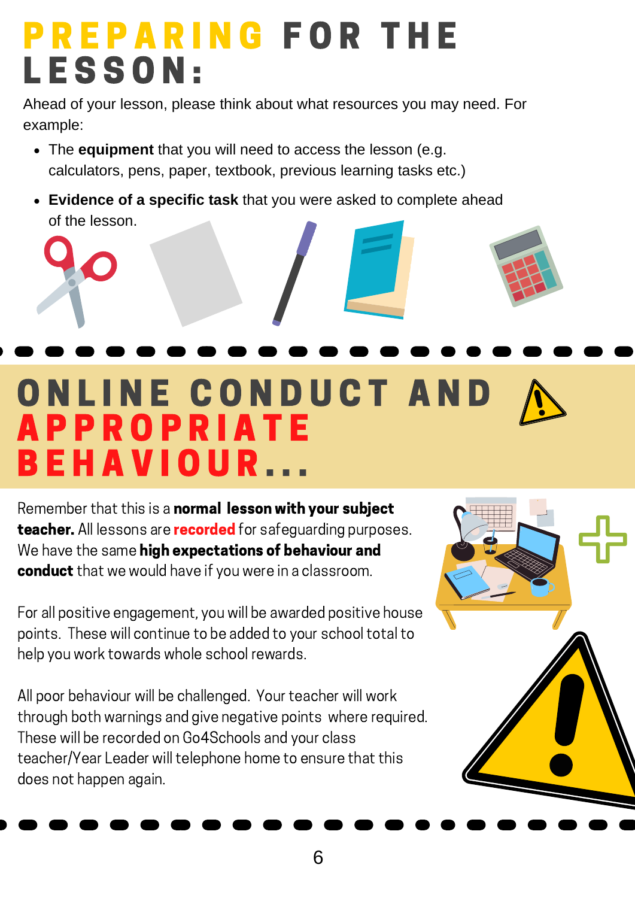# PREPARING FOR THE LESSON:

Ahead of your lesson, please think about what resources you may need. For example:

- The **equipment** that you will need to access the lesson (e.g. calculators, pens, paper, textbook, previous learning tasks etc.)
- **Evidence of a specific task** that you were asked to complete ahead of the lesson.

# ONLINE CONDUCT AND APPROPRIATE BEHAVIOUR...

Remember that this is a **normal lesson with your subject teacher.** All lessons are **recorded** for safeguarding purposes. We have the same **high expectations of behaviour and conduct** that we would have if you were in a classroom.

For all positive engagement, you will be awarded positive house points. These will continue to be added to your school total to help you work towards whole school rewards.

All poor behaviour will be challenged. Your teacher will work through both warnings and give negative points where required. These will be recorded on Go4Schools and your class teacher/Year Leader will telephone home to ensure that this does not happen again.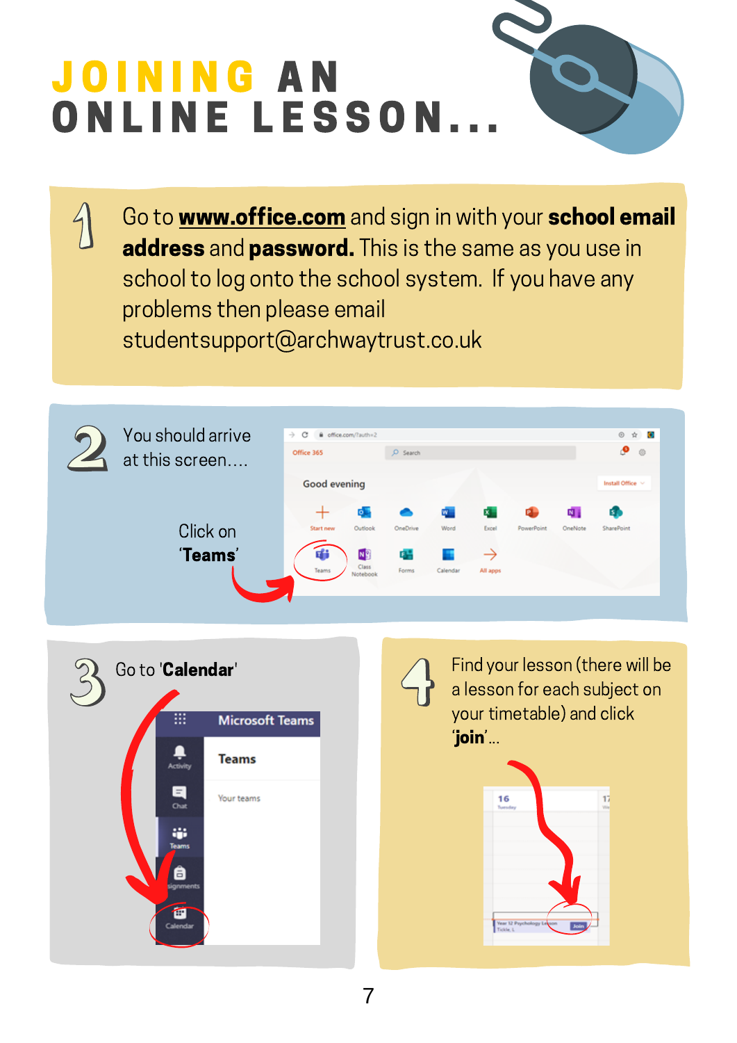# JOINING AN ONLINE LESSON...

1. Go to **www.office.com** and sign in with your **school email address** and **password.** This is the same as you use in school to log onto the school system. If you have any problems then please email studentsupport@archwaytrust.co.uk

2. You should arrive at this screen....

   Click on '**Teams**'

3. Go to '**Calendar**'

4. Find your lesson (there will be a lesson for each subject on your timetable) and click '**join**'...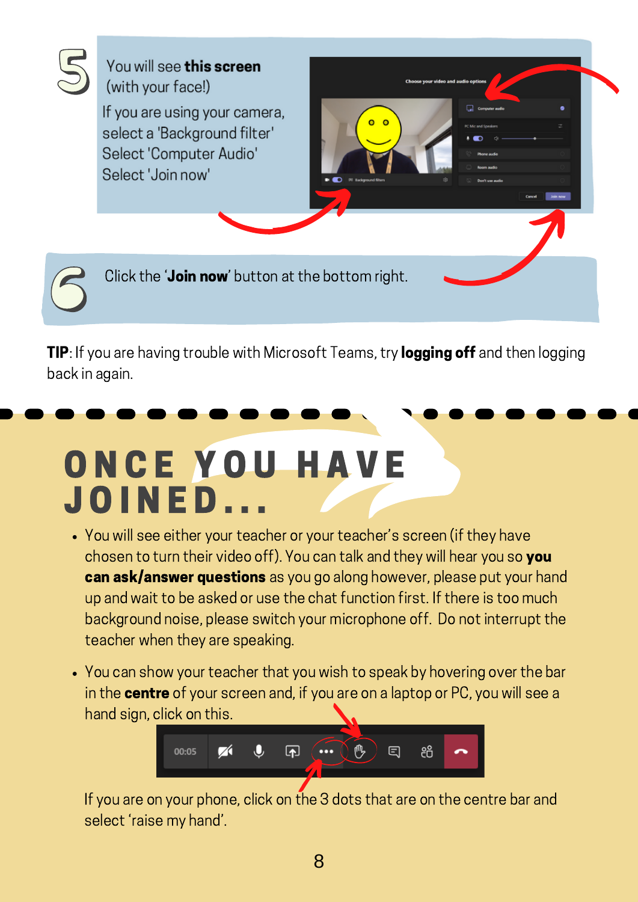5

You will see **this screen** (with your face!)

If you are using your camera, select a 'Background filter'
Select 'Computer Audio'
Select 'Join now'

6

Click the '**Join now**' button at the bottom right.

**TIP**: If you are having trouble with Microsoft Teams, try **logging off** and then logging back in again.

## ONCE YOU HAVE JOINED...

- You will see either your teacher or your teacher's screen (if they have chosen to turn their video off). You can talk and they will hear you so **you can ask/answer questions** as you go along however, please put your hand up and wait to be asked or use the chat function first. If there is too much background noise, please switch your microphone off. Do not interrupt the teacher when they are speaking.
- You can show your teacher that you wish to speak by hovering over the bar in the **centre** of your screen and, if you are on a laptop or PC, you will see a hand sign, click on this.

If you are on your phone, click on the 3 dots that are on the centre bar and select 'raise my hand'.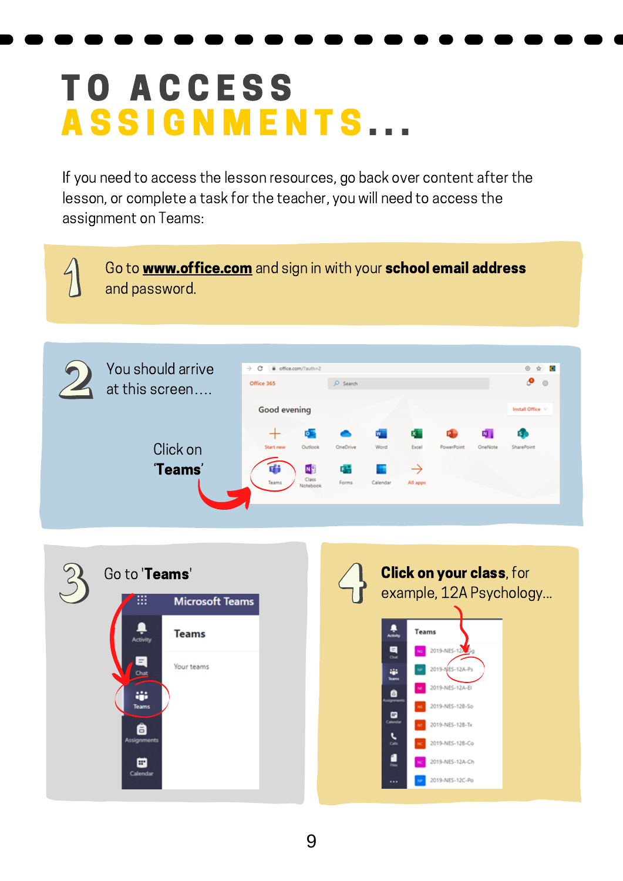# TO ACCESS ASSIGNMENTS...

If you need to access the lesson resources, go back over content after the lesson, or complete a task for the teacher, you will need to access the assignment on Teams:

1. Go to **www.office.com** and sign in with your **school email address** and password.

2. You should arrive at this screen....

   Click on '**Teams**'

3. Go to '**Teams**'

4. **Click on your class**, for example, 12A Psychology...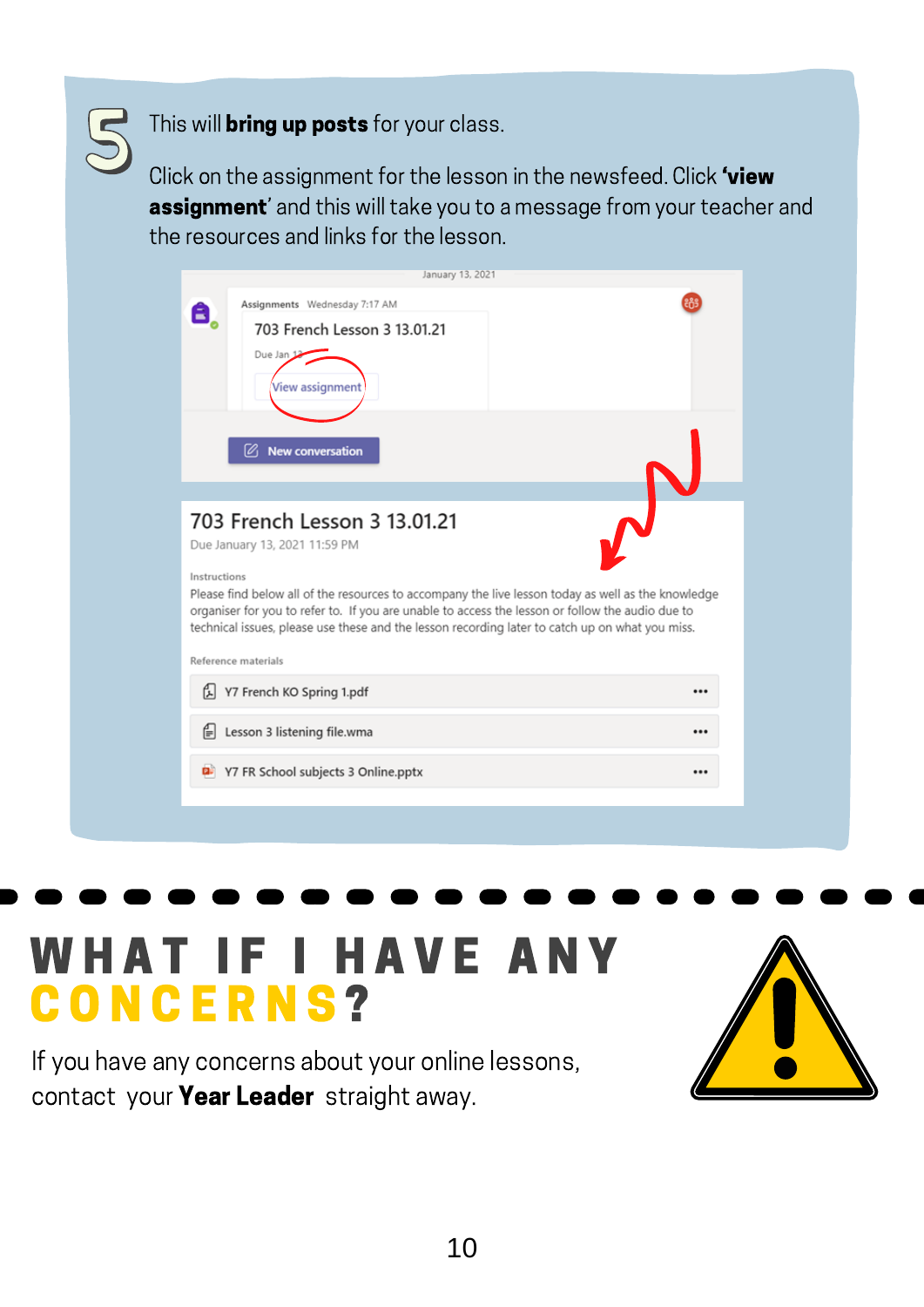**5**

This will **bring up posts** for your class.

Click on the assignment for the lesson in the newsfeed. Click **'view assignment**' and this will take you to a message from your teacher and the resources and links for the lesson.

January 13, 2021

Assignments Wednesday 7:17 AM

703 French Lesson 3 13.01.21

Due Jan 13

View assignment

New conversation

703 French Lesson 3 13.01.21

Due January 13, 2021 11:59 PM

Instructions

Please find below all of the resources to accompany the live lesson today as well as the knowledge organiser for you to refer to. If you are unable to access the lesson or follow the audio due to technical issues, please use these and the lesson recording later to catch up on what you miss.

Reference materials

Y7 French KO Spring 1.pdf

Lesson 3 listening file.wma

Y7 FR School subjects 3 Online.pptx

## WHAT IF I HAVE ANY CONCERNS?

If you have any concerns about your online lessons, contact your **Year Leader** straight away.